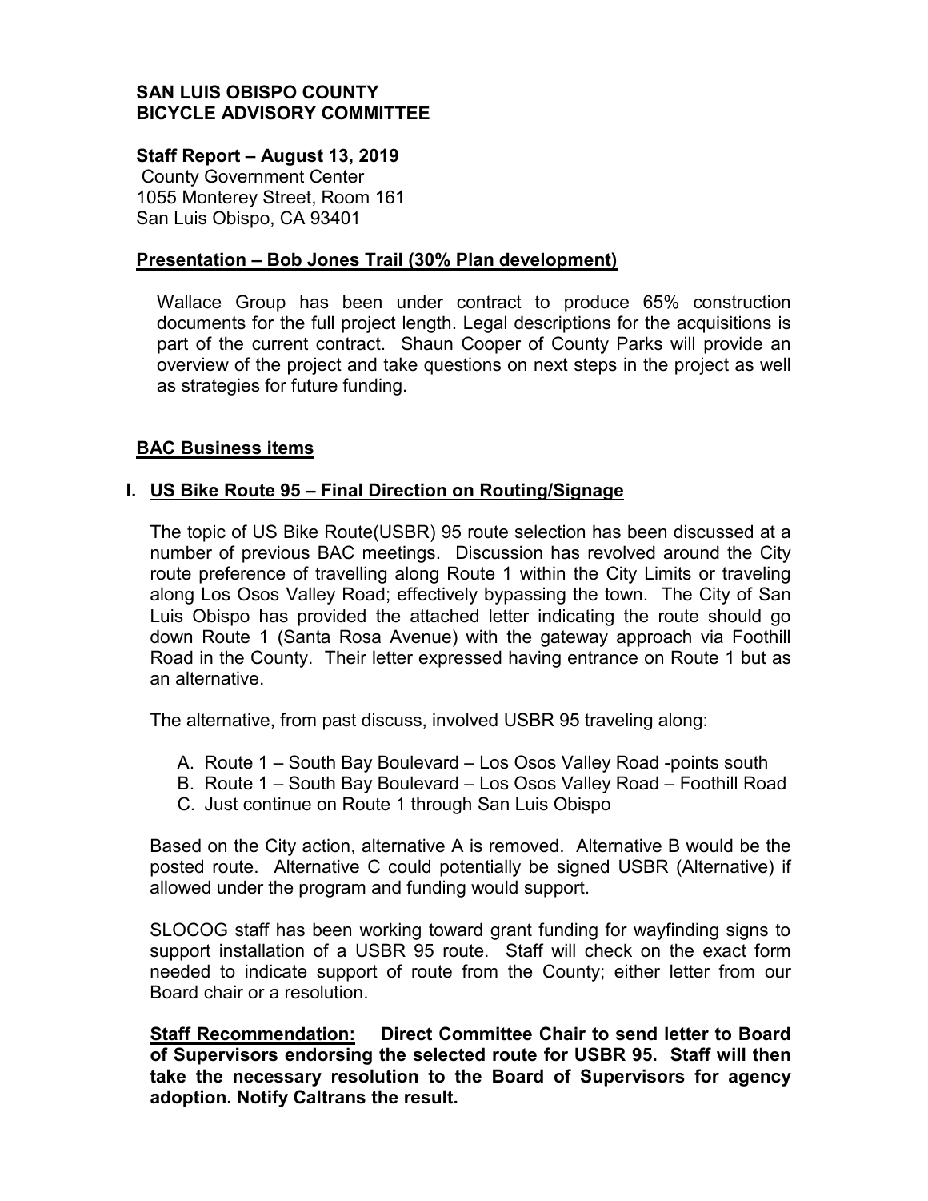**SAN LUIS OBISPO COUNTY**
**BICYCLE ADVISORY COMMITTEE**

**Staff Report – August 13, 2019**
County Government Center
1055 Monterey Street, Room 161
San Luis Obispo, CA 93401

## Presentation – Bob Jones Trail (30% Plan development)

Wallace Group has been under contract to produce 65% construction documents for the full project length. Legal descriptions for the acquisitions is part of the current contract. Shaun Cooper of County Parks will provide an overview of the project and take questions on next steps in the project as well as strategies for future funding.

## BAC Business items

### I. US Bike Route 95 – Final Direction on Routing/Signage

The topic of US Bike Route(USBR) 95 route selection has been discussed at a number of previous BAC meetings. Discussion has revolved around the City route preference of travelling along Route 1 within the City Limits or traveling along Los Osos Valley Road; effectively bypassing the town. The City of San Luis Obispo has provided the attached letter indicating the route should go down Route 1 (Santa Rosa Avenue) with the gateway approach via Foothill Road in the County. Their letter expressed having entrance on Route 1 but as an alternative.

The alternative, from past discuss, involved USBR 95 traveling along:

A. Route 1 – South Bay Boulevard – Los Osos Valley Road -points south
B. Route 1 – South Bay Boulevard – Los Osos Valley Road – Foothill Road
C. Just continue on Route 1 through San Luis Obispo

Based on the City action, alternative A is removed. Alternative B would be the posted route. Alternative C could potentially be signed USBR (Alternative) if allowed under the program and funding would support.

SLOCOG staff has been working toward grant funding for wayfinding signs to support installation of a USBR 95 route. Staff will check on the exact form needed to indicate support of route from the County; either letter from our Board chair or a resolution.

**Staff Recommendation: Direct Committee Chair to send letter to Board of Supervisors endorsing the selected route for USBR 95. Staff will then take the necessary resolution to the Board of Supervisors for agency adoption. Notify Caltrans the result.**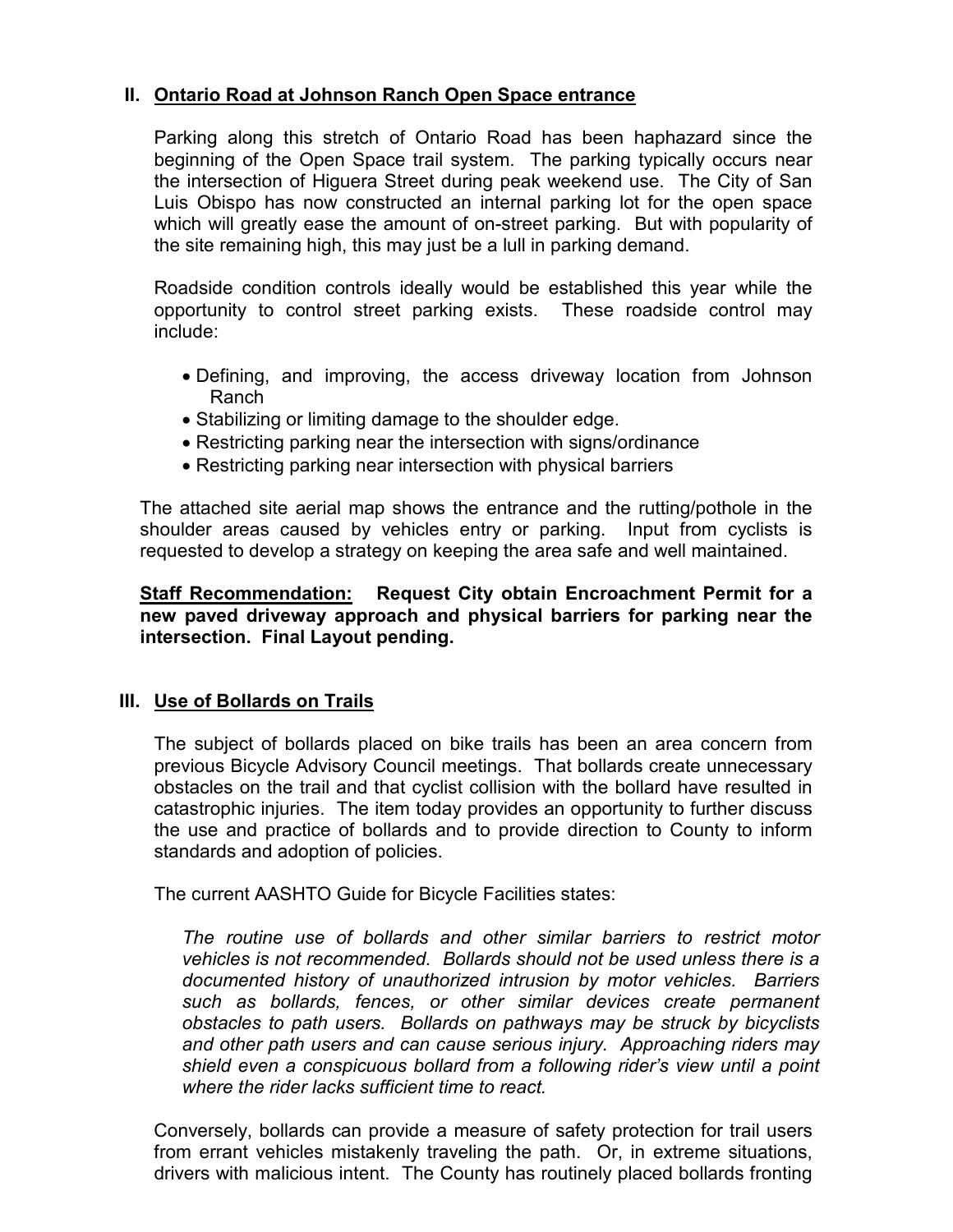## II. Ontario Road at Johnson Ranch Open Space entrance

Parking along this stretch of Ontario Road has been haphazard since the beginning of the Open Space trail system. The parking typically occurs near the intersection of Higuera Street during peak weekend use. The City of San Luis Obispo has now constructed an internal parking lot for the open space which will greatly ease the amount of on-street parking. But with popularity of the site remaining high, this may just be a lull in parking demand.

Roadside condition controls ideally would be established this year while the opportunity to control street parking exists. These roadside control may include:

- Defining, and improving, the access driveway location from Johnson Ranch
- Stabilizing or limiting damage to the shoulder edge.
- Restricting parking near the intersection with signs/ordinance
- Restricting parking near intersection with physical barriers

The attached site aerial map shows the entrance and the rutting/pothole in the shoulder areas caused by vehicles entry or parking. Input from cyclists is requested to develop a strategy on keeping the area safe and well maintained.

**Staff Recommendation: Request City obtain Encroachment Permit for a new paved driveway approach and physical barriers for parking near the intersection. Final Layout pending.**

## III. Use of Bollards on Trails

The subject of bollards placed on bike trails has been an area concern from previous Bicycle Advisory Council meetings. That bollards create unnecessary obstacles on the trail and that cyclist collision with the bollard have resulted in catastrophic injuries. The item today provides an opportunity to further discuss the use and practice of bollards and to provide direction to County to inform standards and adoption of policies.

The current AASHTO Guide for Bicycle Facilities states:

*The routine use of bollards and other similar barriers to restrict motor vehicles is not recommended. Bollards should not be used unless there is a documented history of unauthorized intrusion by motor vehicles. Barriers such as bollards, fences, or other similar devices create permanent obstacles to path users. Bollards on pathways may be struck by bicyclists and other path users and can cause serious injury. Approaching riders may shield even a conspicuous bollard from a following rider's view until a point where the rider lacks sufficient time to react.*

Conversely, bollards can provide a measure of safety protection for trail users from errant vehicles mistakenly traveling the path. Or, in extreme situations, drivers with malicious intent. The County has routinely placed bollards fronting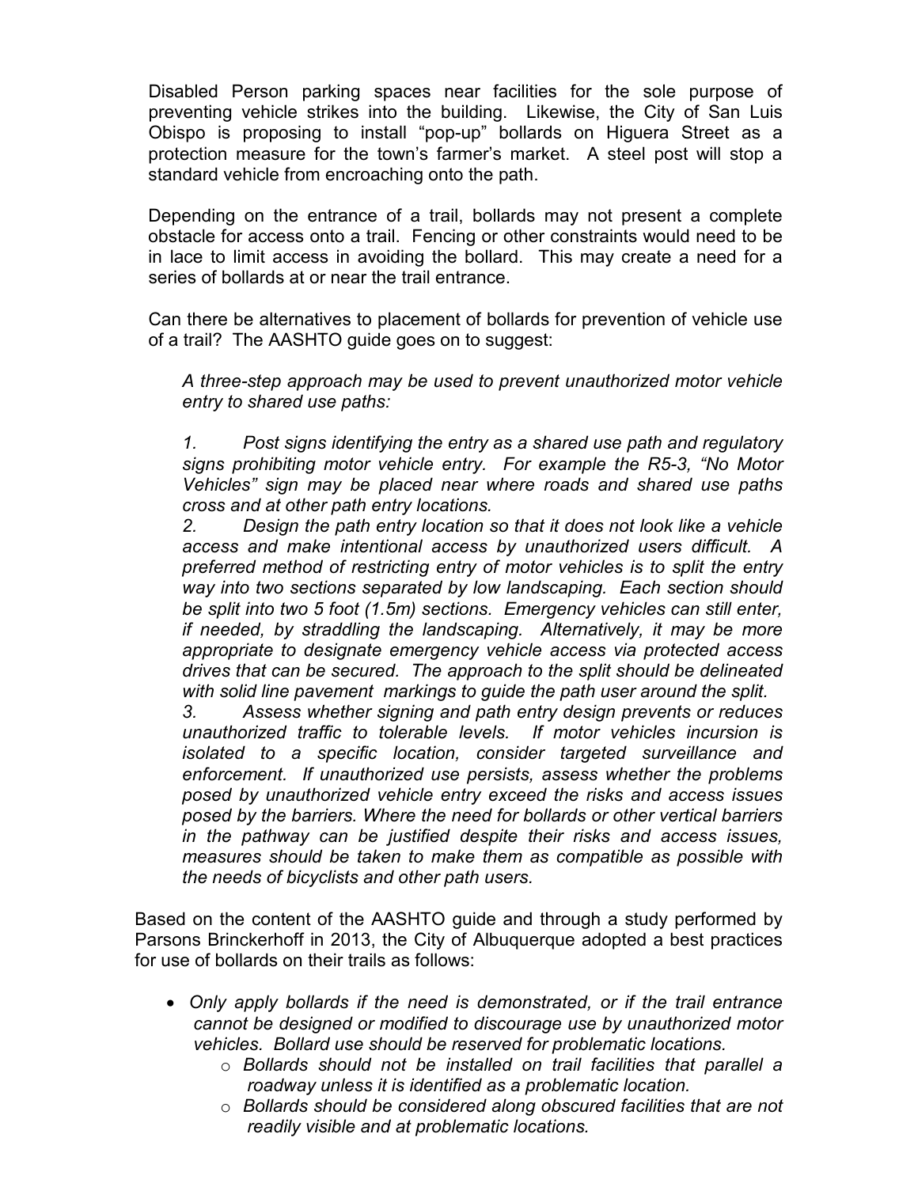Disabled Person parking spaces near facilities for the sole purpose of preventing vehicle strikes into the building. Likewise, the City of San Luis Obispo is proposing to install "pop-up" bollards on Higuera Street as a protection measure for the town's farmer's market. A steel post will stop a standard vehicle from encroaching onto the path.

Depending on the entrance of a trail, bollards may not present a complete obstacle for access onto a trail. Fencing or other constraints would need to be in lace to limit access in avoiding the bollard. This may create a need for a series of bollards at or near the trail entrance.

Can there be alternatives to placement of bollards for prevention of vehicle use of a trail? The AASHTO guide goes on to suggest:

> *A three-step approach may be used to prevent unauthorized motor vehicle entry to shared use paths:*
>
> *1. Post signs identifying the entry as a shared use path and regulatory signs prohibiting motor vehicle entry. For example the R5-3, "No Motor Vehicles" sign may be placed near where roads and shared use paths cross and at other path entry locations.*
>
> *2. Design the path entry location so that it does not look like a vehicle access and make intentional access by unauthorized users difficult. A preferred method of restricting entry of motor vehicles is to split the entry way into two sections separated by low landscaping. Each section should be split into two 5 foot (1.5m) sections. Emergency vehicles can still enter, if needed, by straddling the landscaping. Alternatively, it may be more appropriate to designate emergency vehicle access via protected access drives that can be secured. The approach to the split should be delineated with solid line pavement markings to guide the path user around the split.*
>
> *3. Assess whether signing and path entry design prevents or reduces unauthorized traffic to tolerable levels. If motor vehicles incursion is isolated to a specific location, consider targeted surveillance and enforcement. If unauthorized use persists, assess whether the problems posed by unauthorized vehicle entry exceed the risks and access issues posed by the barriers. Where the need for bollards or other vertical barriers in the pathway can be justified despite their risks and access issues, measures should be taken to make them as compatible as possible with the needs of bicyclists and other path users.*

Based on the content of the AASHTO guide and through a study performed by Parsons Brinckerhoff in 2013, the City of Albuquerque adopted a best practices for use of bollards on their trails as follows:

- *Only apply bollards if the need is demonstrated, or if the trail entrance cannot be designed or modified to discourage use by unauthorized motor vehicles. Bollard use should be reserved for problematic locations.*
  - *Bollards should not be installed on trail facilities that parallel a roadway unless it is identified as a problematic location.*
  - *Bollards should be considered along obscured facilities that are not readily visible and at problematic locations.*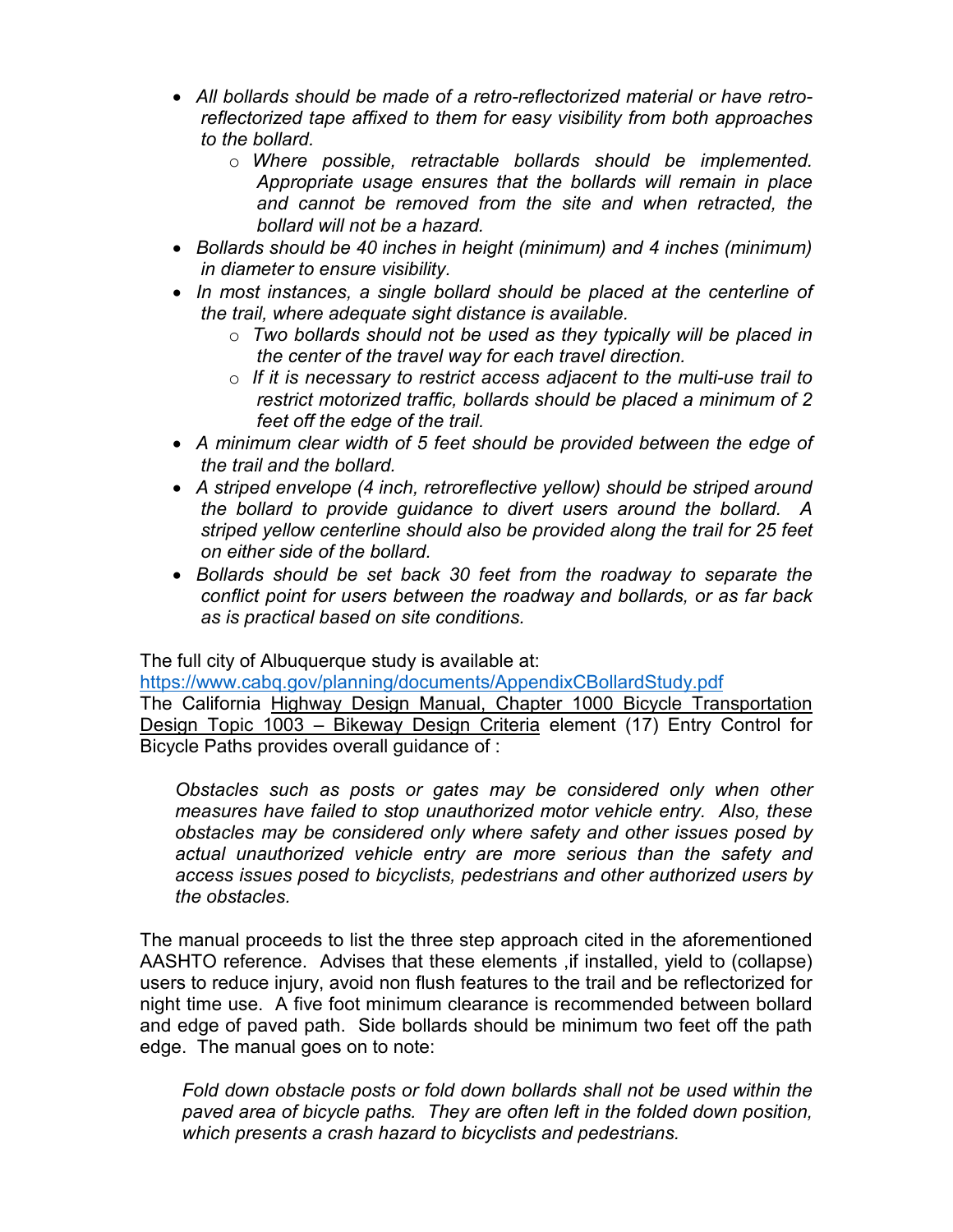- *All bollards should be made of a retro-reflectorized material or have retro-reflectorized tape affixed to them for easy visibility from both approaches to the bollard.*
  - *Where possible, retractable bollards should be implemented. Appropriate usage ensures that the bollards will remain in place and cannot be removed from the site and when retracted, the bollard will not be a hazard.*
- *Bollards should be 40 inches in height (minimum) and 4 inches (minimum) in diameter to ensure visibility.*
- *In most instances, a single bollard should be placed at the centerline of the trail, where adequate sight distance is available.*
  - *Two bollards should not be used as they typically will be placed in the center of the travel way for each travel direction.*
  - *If it is necessary to restrict access adjacent to the multi-use trail to restrict motorized traffic, bollards should be placed a minimum of 2 feet off the edge of the trail.*
- *A minimum clear width of 5 feet should be provided between the edge of the trail and the bollard.*
- *A striped envelope (4 inch, retroreflective yellow) should be striped around the bollard to provide guidance to divert users around the bollard. A striped yellow centerline should also be provided along the trail for 25 feet on either side of the bollard.*
- *Bollards should be set back 30 feet from the roadway to separate the conflict point for users between the roadway and bollards, or as far back as is practical based on site conditions.*

The full city of Albuquerque study is available at:
https://www.cabq.gov/planning/documents/AppendixCBollardStudy.pdf
The California Highway Design Manual, Chapter 1000 Bicycle Transportation Design Topic 1003 – Bikeway Design Criteria element (17) Entry Control for Bicycle Paths provides overall guidance of :

> *Obstacles such as posts or gates may be considered only when other measures have failed to stop unauthorized motor vehicle entry. Also, these obstacles may be considered only where safety and other issues posed by actual unauthorized vehicle entry are more serious than the safety and access issues posed to bicyclists, pedestrians and other authorized users by the obstacles.*

The manual proceeds to list the three step approach cited in the aforementioned AASHTO reference. Advises that these elements ,if installed, yield to (collapse) users to reduce injury, avoid non flush features to the trail and be reflectorized for night time use. A five foot minimum clearance is recommended between bollard and edge of paved path. Side bollards should be minimum two feet off the path edge. The manual goes on to note:

> *Fold down obstacle posts or fold down bollards shall not be used within the paved area of bicycle paths. They are often left in the folded down position, which presents a crash hazard to bicyclists and pedestrians.*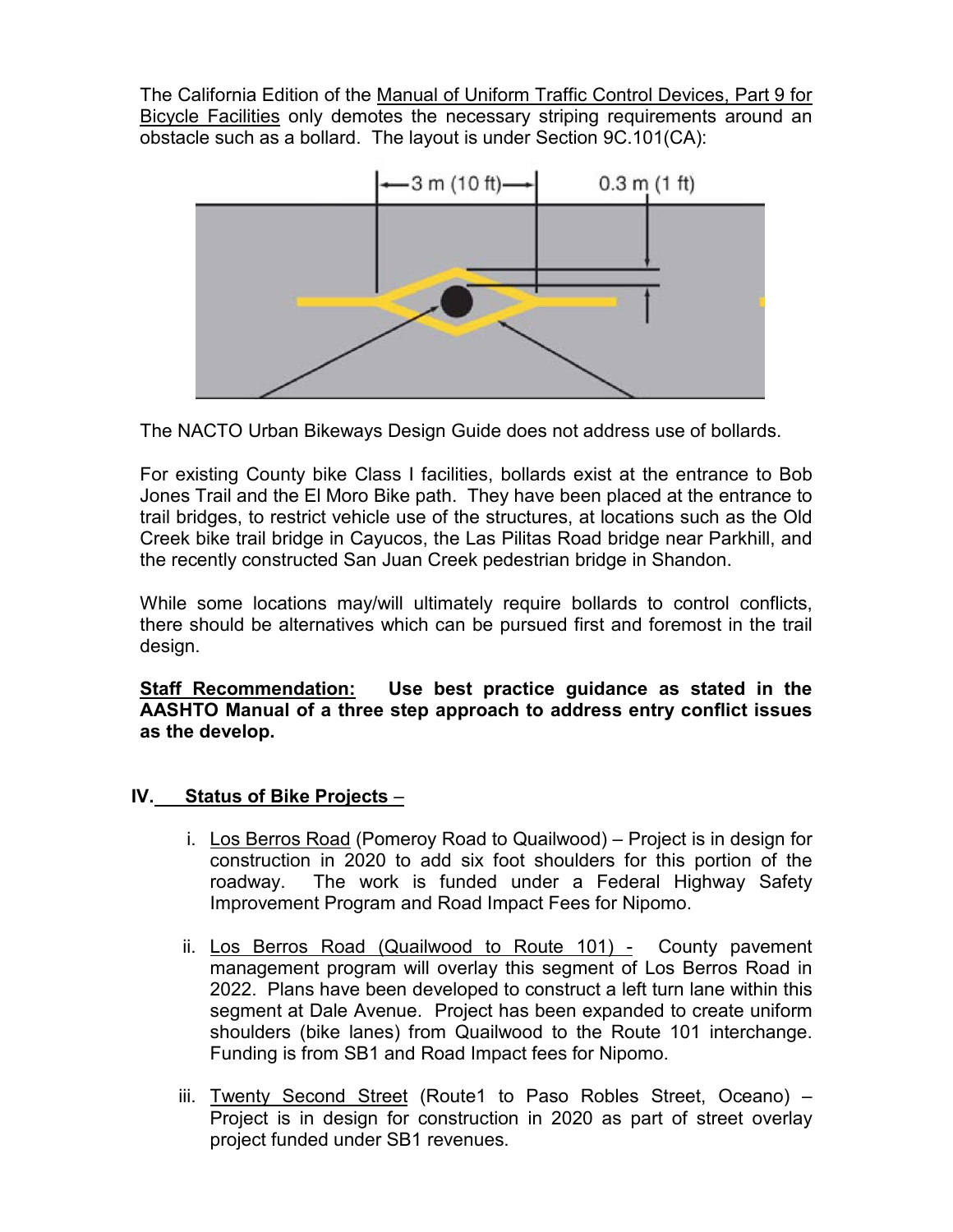The California Edition of the Manual of Uniform Traffic Control Devices, Part 9 for Bicycle Facilities only demotes the necessary striping requirements around an obstacle such as a bollard. The layout is under Section 9C.101(CA):

The NACTO Urban Bikeways Design Guide does not address use of bollards.

For existing County bike Class I facilities, bollards exist at the entrance to Bob Jones Trail and the El Moro Bike path. They have been placed at the entrance to trail bridges, to restrict vehicle use of the structures, at locations such as the Old Creek bike trail bridge in Cayucos, the Las Pilitas Road bridge near Parkhill, and the recently constructed San Juan Creek pedestrian bridge in Shandon.

While some locations may/will ultimately require bollards to control conflicts, there should be alternatives which can be pursued first and foremost in the trail design.

**Staff Recommendation: Use best practice guidance as stated in the AASHTO Manual of a three step approach to address entry conflict issues as the develop.**

## IV. Status of Bike Projects –

i. Los Berros Road (Pomeroy Road to Quailwood) – Project is in design for construction in 2020 to add six foot shoulders for this portion of the roadway. The work is funded under a Federal Highway Safety Improvement Program and Road Impact Fees for Nipomo.

ii. Los Berros Road (Quailwood to Route 101) - County pavement management program will overlay this segment of Los Berros Road in 2022. Plans have been developed to construct a left turn lane within this segment at Dale Avenue. Project has been expanded to create uniform shoulders (bike lanes) from Quailwood to the Route 101 interchange. Funding is from SB1 and Road Impact fees for Nipomo.

iii. Twenty Second Street (Route1 to Paso Robles Street, Oceano) – Project is in design for construction in 2020 as part of street overlay project funded under SB1 revenues.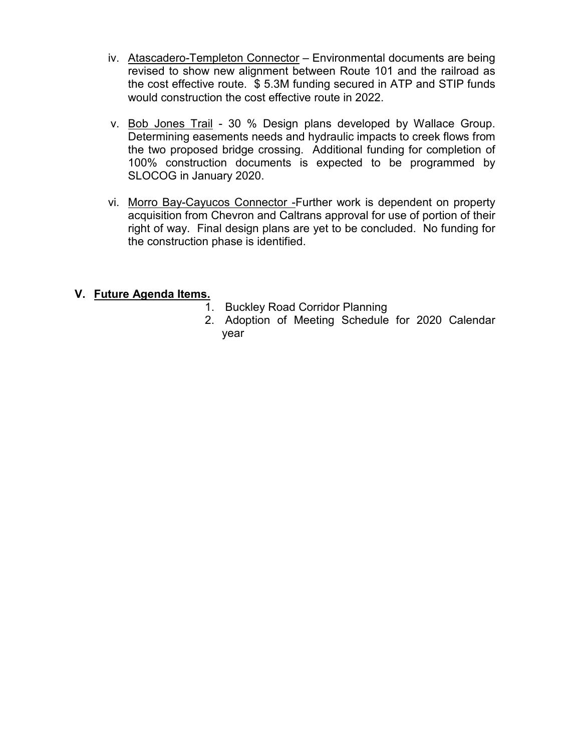iv. Atascadero-Templeton Connector – Environmental documents are being revised to show new alignment between Route 101 and the railroad as the cost effective route. $ 5.3M funding secured in ATP and STIP funds would construction the cost effective route in 2022.

v. Bob Jones Trail - 30 % Design plans developed by Wallace Group. Determining easements needs and hydraulic impacts to creek flows from the two proposed bridge crossing. Additional funding for completion of 100% construction documents is expected to be programmed by SLOCOG in January 2020.

vi. Morro Bay-Cayucos Connector -Further work is dependent on property acquisition from Chevron and Caltrans approval for use of portion of their right of way. Final design plans are yet to be concluded. No funding for the construction phase is identified.

**V. Future Agenda Items.**

1. Buckley Road Corridor Planning
2. Adoption of Meeting Schedule for 2020 Calendar year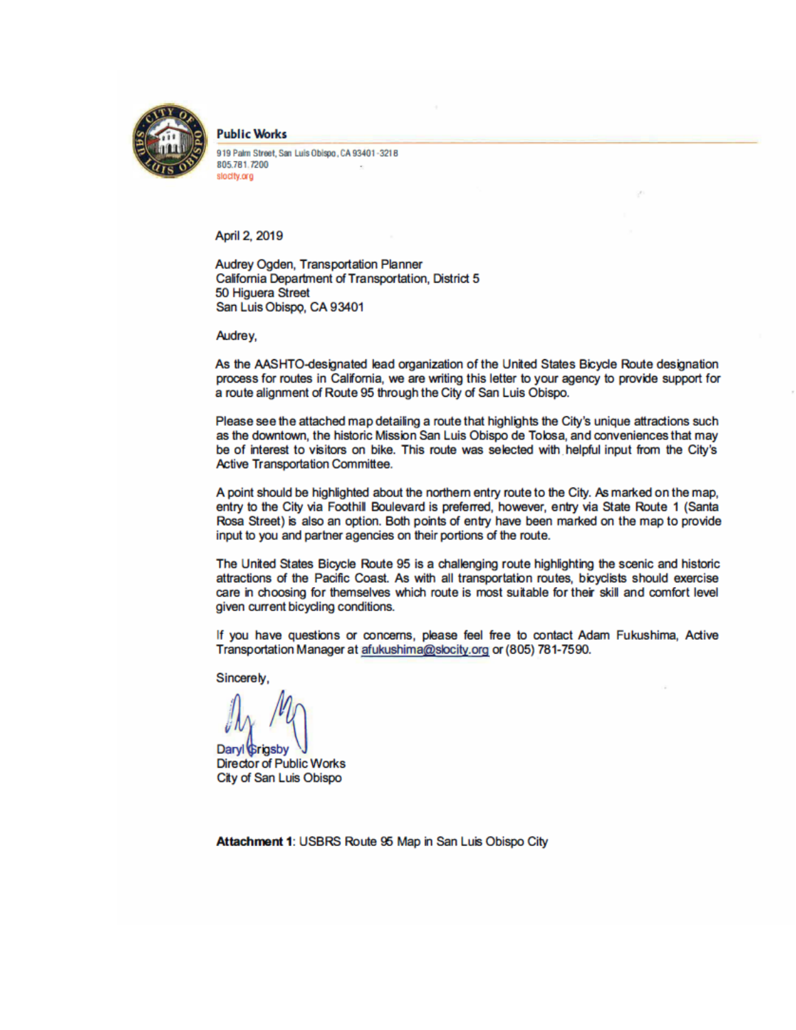**Public Works**

919 Palm Street, San Luis Obispo, CA 93401-3218
805.781.7200
slocity.org

April 2, 2019

Audrey Ogden, Transportation Planner
California Department of Transportation, District 5
50 Higuera Street
San Luis Obispo, CA 93401

Audrey,

As the AASHTO-designated lead organization of the United States Bicycle Route designation process for routes in California, we are writing this letter to your agency to provide support for a route alignment of Route 95 through the City of San Luis Obispo.

Please see the attached map detailing a route that highlights the City's unique attractions such as the downtown, the historic Mission San Luis Obispo de Tolosa, and conveniences that may be of interest to visitors on bike. This route was selected with helpful input from the City's Active Transportation Committee.

A point should be highlighted about the northern entry route to the City. As marked on the map, entry to the City via Foothill Boulevard is preferred, however, entry via State Route 1 (Santa Rosa Street) is also an option. Both points of entry have been marked on the map to provide input to you and partner agencies on their portions of the route.

The United States Bicycle Route 95 is a challenging route highlighting the scenic and historic attractions of the Pacific Coast. As with all transportation routes, bicyclists should exercise care in choosing for themselves which route is most suitable for their skill and comfort level given current bicycling conditions.

If you have questions or concerns, please feel free to contact Adam Fukushima, Active Transportation Manager at afukushima@slocity.org or (805) 781-7590.

Sincerely,

Daryl Grigsby
Director of Public Works
City of San Luis Obispo

**Attachment 1**: USBRS Route 95 Map in San Luis Obispo City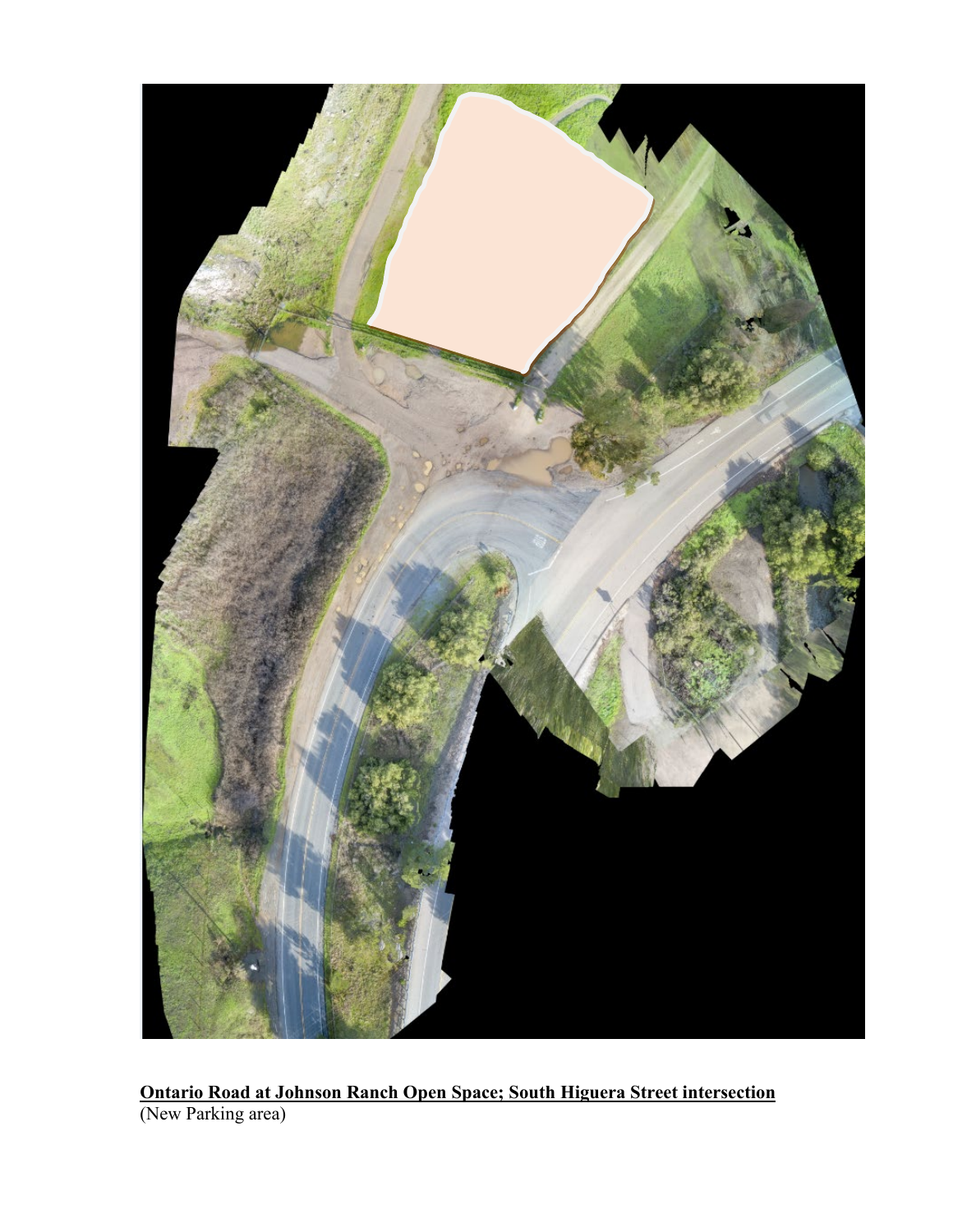**<u>Ontario Road at Johnson Ranch Open Space; South Higuera Street intersection</u>**
(New Parking area)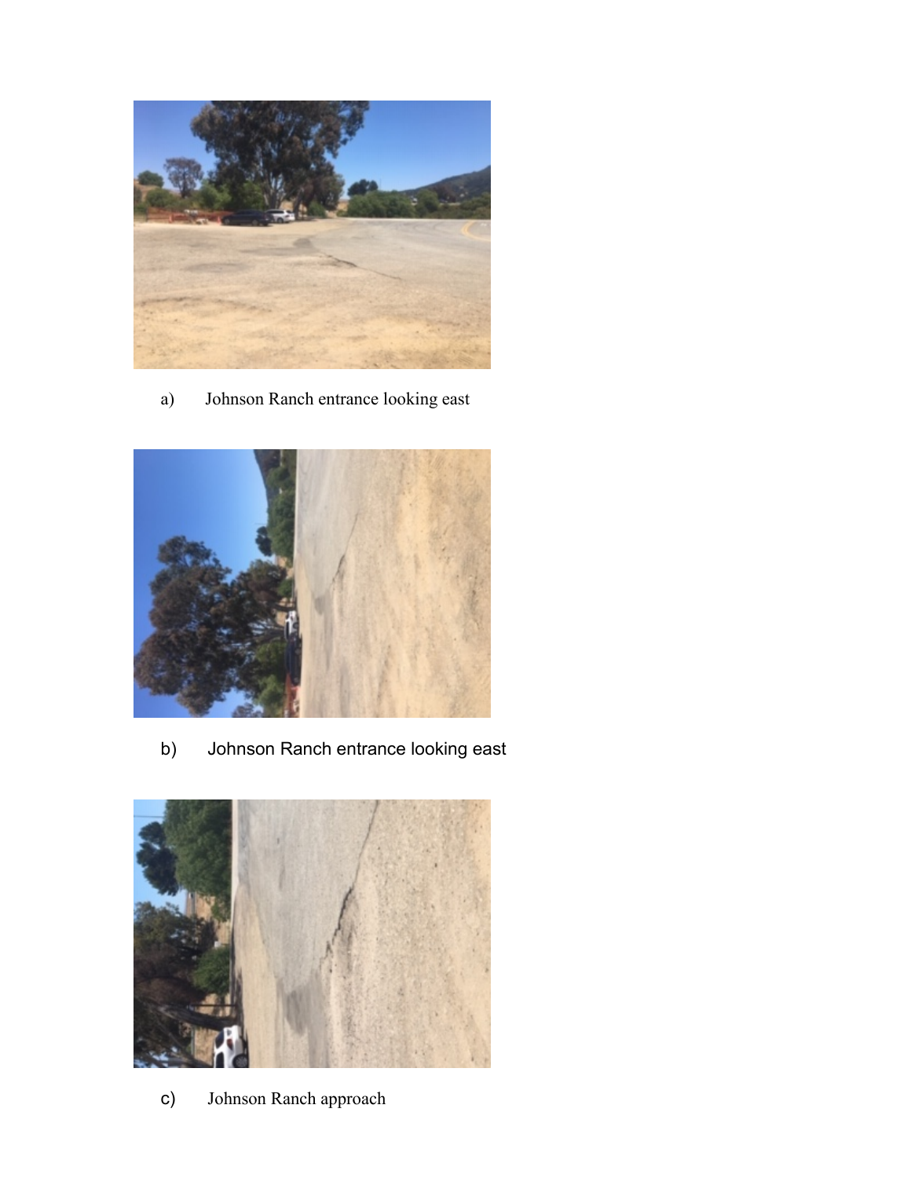a) Johnson Ranch entrance looking east

b) Johnson Ranch entrance looking east

c) Johnson Ranch approach